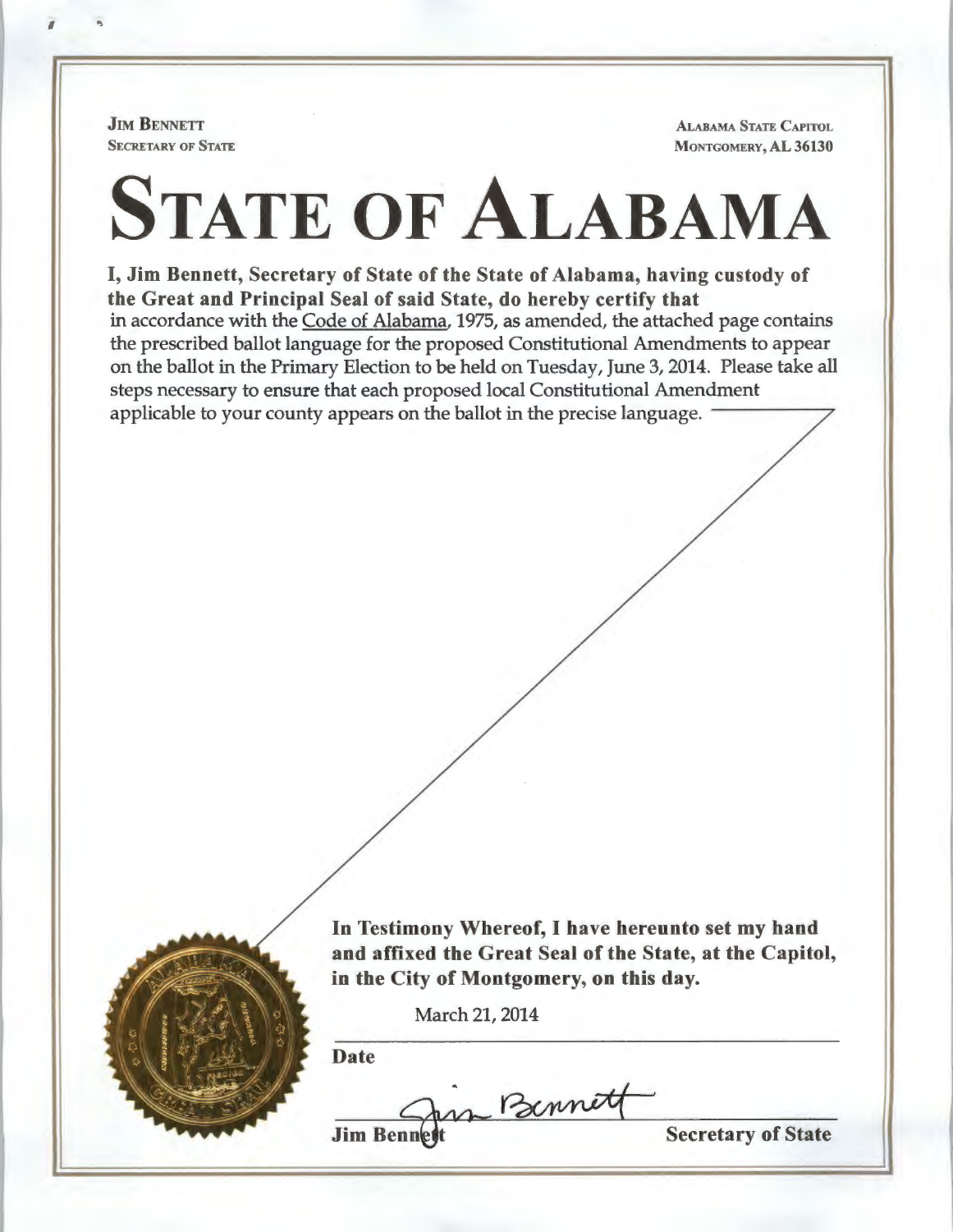**JIM BENNETT**
SECRETARY OF STATE

ALABAMA STATE CAPITOL
MONTGOMERY, AL 36130

# STATE OF ALABAMA

**I, Jim Bennett, Secretary of State of the State of Alabama, having custody of the Great and Principal Seal of said State, do hereby certify that**
in accordance with the Code of Alabama, 1975, as amended, the attached page contains the prescribed ballot language for the proposed Constitutional Amendments to appear on the ballot in the Primary Election to be held on Tuesday, June 3, 2014. Please take all steps necessary to ensure that each proposed local Constitutional Amendment applicable to your county appears on the ballot in the precise language.

**In Testimony Whereof, I have hereunto set my hand and affixed the Great Seal of the State, at the Capitol, in the City of Montgomery, on this day.**

March 21, 2014

**Date**

Jim Bennett

**Jim Bennett** **Secretary of State**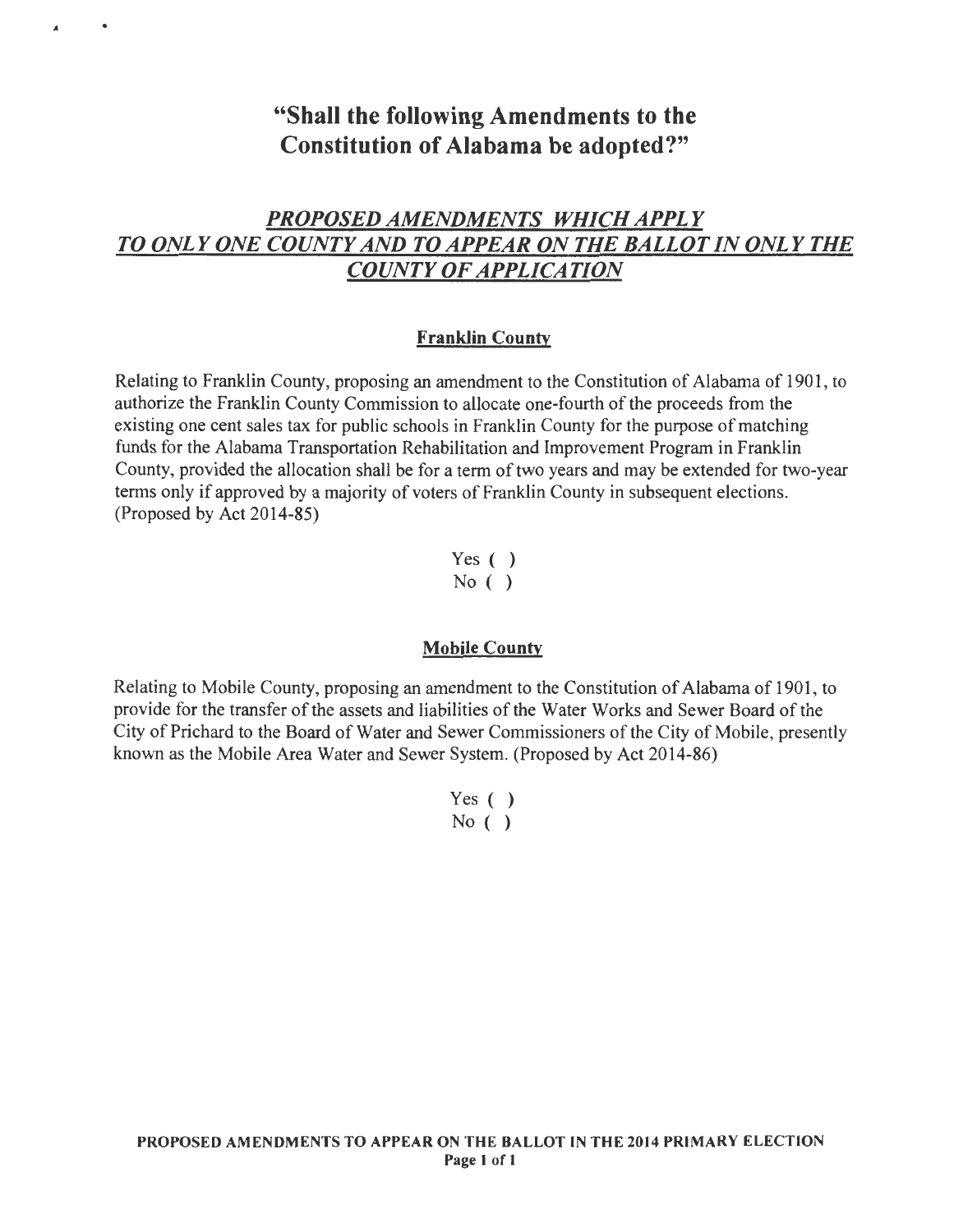# "Shall the following Amendments to the Constitution of Alabama be adopted?"

## *PROPOSED AMENDMENTS WHICH APPLY TO ONLY ONE COUNTY AND TO APPEAR ON THE BALLOT IN ONLY THE COUNTY OF APPLICATION*

### Franklin County

Relating to Franklin County, proposing an amendment to the Constitution of Alabama of 1901, to authorize the Franklin County Commission to allocate one-fourth of the proceeds from the existing one cent sales tax for public schools in Franklin County for the purpose of matching funds for the Alabama Transportation Rehabilitation and Improvement Program in Franklin County, provided the allocation shall be for a term of two years and may be extended for two-year terms only if approved by a majority of voters of Franklin County in subsequent elections. (Proposed by Act 2014-85)

Yes ( )
No ( )

### Mobile County

Relating to Mobile County, proposing an amendment to the Constitution of Alabama of 1901, to provide for the transfer of the assets and liabilities of the Water Works and Sewer Board of the City of Prichard to the Board of Water and Sewer Commissioners of the City of Mobile, presently known as the Mobile Area Water and Sewer System. (Proposed by Act 2014-86)

Yes ( )
No ( )

**PROPOSED AMENDMENTS TO APPEAR ON THE BALLOT IN THE 2014 PRIMARY ELECTION**